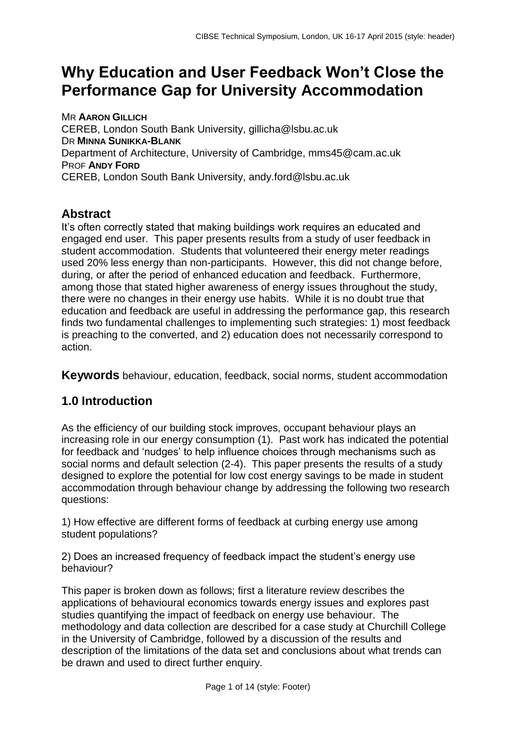# Why Education and User Feedback Won't Close the Performance Gap for University Accommodation

MR **AARON GILLICH**
CEREB, London South Bank University, gillicha@lsbu.ac.uk
DR **MINNA SUNIKKA-BLANK**
Department of Architecture, University of Cambridge, mms45@cam.ac.uk
PROF **ANDY FORD**
CEREB, London South Bank University, andy.ford@lsbu.ac.uk

## Abstract

It's often correctly stated that making buildings work requires an educated and engaged end user. This paper presents results from a study of user feedback in student accommodation. Students that volunteered their energy meter readings used 20% less energy than non-participants. However, this did not change before, during, or after the period of enhanced education and feedback. Furthermore, among those that stated higher awareness of energy issues throughout the study, there were no changes in their energy use habits. While it is no doubt true that education and feedback are useful in addressing the performance gap, this research finds two fundamental challenges to implementing such strategies: 1) most feedback is preaching to the converted, and 2) education does not necessarily correspond to action.

**Keywords** behaviour, education, feedback, social norms, student accommodation

## 1.0 Introduction

As the efficiency of our building stock improves, occupant behaviour plays an increasing role in our energy consumption (1). Past work has indicated the potential for feedback and 'nudges' to help influence choices through mechanisms such as social norms and default selection (2-4). This paper presents the results of a study designed to explore the potential for low cost energy savings to be made in student accommodation through behaviour change by addressing the following two research questions:

1) How effective are different forms of feedback at curbing energy use among student populations?

2) Does an increased frequency of feedback impact the student's energy use behaviour?

This paper is broken down as follows; first a literature review describes the applications of behavioural economics towards energy issues and explores past studies quantifying the impact of feedback on energy use behaviour. The methodology and data collection are described for a case study at Churchill College in the University of Cambridge, followed by a discussion of the results and description of the limitations of the data set and conclusions about what trends can be drawn and used to direct further enquiry.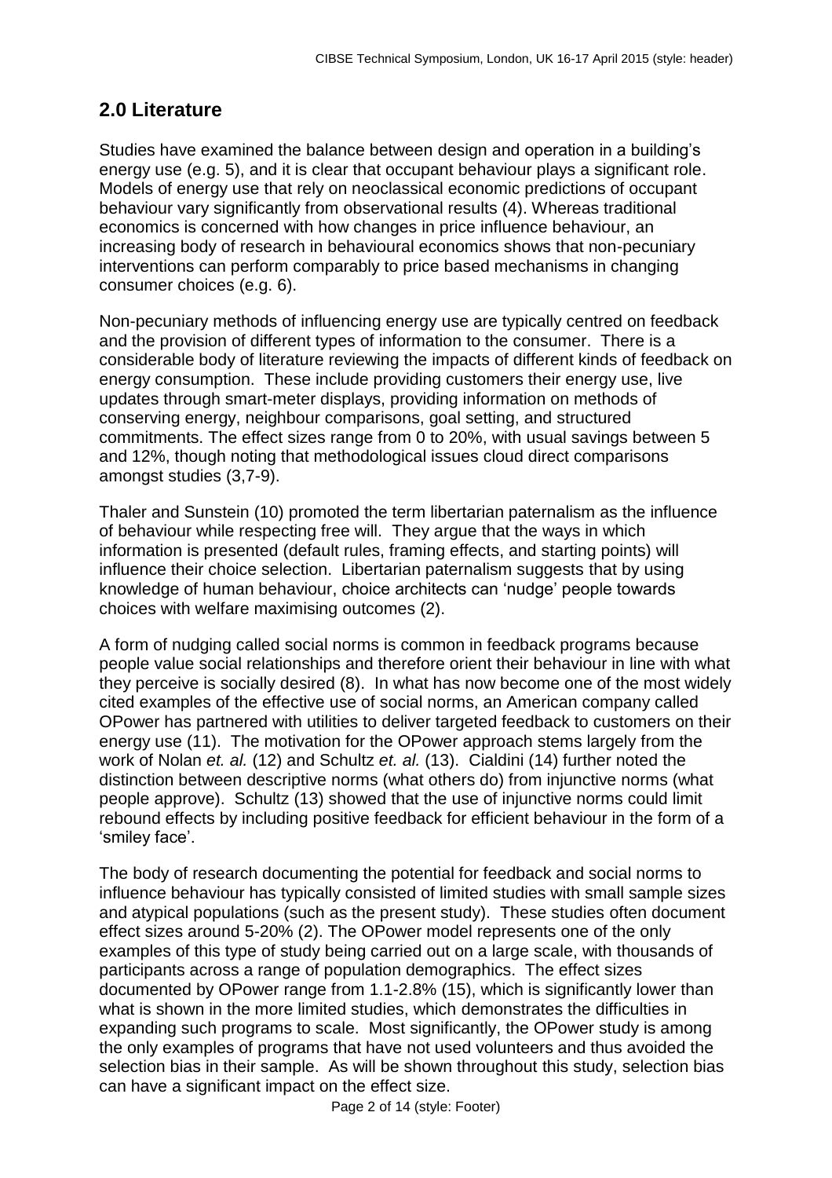## 2.0 Literature

Studies have examined the balance between design and operation in a building's energy use (e.g. 5), and it is clear that occupant behaviour plays a significant role. Models of energy use that rely on neoclassical economic predictions of occupant behaviour vary significantly from observational results (4). Whereas traditional economics is concerned with how changes in price influence behaviour, an increasing body of research in behavioural economics shows that non-pecuniary interventions can perform comparably to price based mechanisms in changing consumer choices (e.g. 6).

Non-pecuniary methods of influencing energy use are typically centred on feedback and the provision of different types of information to the consumer. There is a considerable body of literature reviewing the impacts of different kinds of feedback on energy consumption. These include providing customers their energy use, live updates through smart-meter displays, providing information on methods of conserving energy, neighbour comparisons, goal setting, and structured commitments. The effect sizes range from 0 to 20%, with usual savings between 5 and 12%, though noting that methodological issues cloud direct comparisons amongst studies (3,7-9).

Thaler and Sunstein (10) promoted the term libertarian paternalism as the influence of behaviour while respecting free will. They argue that the ways in which information is presented (default rules, framing effects, and starting points) will influence their choice selection. Libertarian paternalism suggests that by using knowledge of human behaviour, choice architects can 'nudge' people towards choices with welfare maximising outcomes (2).

A form of nudging called social norms is common in feedback programs because people value social relationships and therefore orient their behaviour in line with what they perceive is socially desired (8). In what has now become one of the most widely cited examples of the effective use of social norms, an American company called OPower has partnered with utilities to deliver targeted feedback to customers on their energy use (11). The motivation for the OPower approach stems largely from the work of Nolan *et. al.* (12) and Schultz *et. al.* (13). Cialdini (14) further noted the distinction between descriptive norms (what others do) from injunctive norms (what people approve). Schultz (13) showed that the use of injunctive norms could limit rebound effects by including positive feedback for efficient behaviour in the form of a 'smiley face'.

The body of research documenting the potential for feedback and social norms to influence behaviour has typically consisted of limited studies with small sample sizes and atypical populations (such as the present study). These studies often document effect sizes around 5-20% (2). The OPower model represents one of the only examples of this type of study being carried out on a large scale, with thousands of participants across a range of population demographics. The effect sizes documented by OPower range from 1.1-2.8% (15), which is significantly lower than what is shown in the more limited studies, which demonstrates the difficulties in expanding such programs to scale. Most significantly, the OPower study is among the only examples of programs that have not used volunteers and thus avoided the selection bias in their sample. As will be shown throughout this study, selection bias can have a significant impact on the effect size.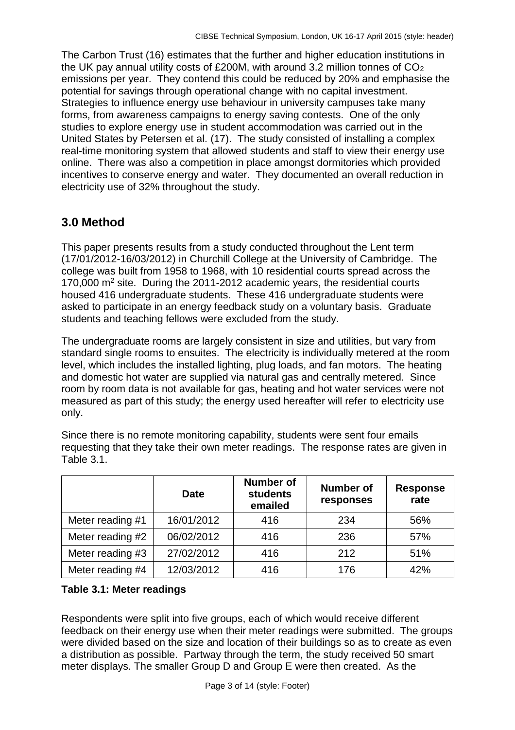The Carbon Trust (16) estimates that the further and higher education institutions in the UK pay annual utility costs of £200M, with around 3.2 million tonnes of $CO_2$ emissions per year. They contend this could be reduced by 20% and emphasise the potential for savings through operational change with no capital investment. Strategies to influence energy use behaviour in university campuses take many forms, from awareness campaigns to energy saving contests. One of the only studies to explore energy use in student accommodation was carried out in the United States by Petersen et al. (17). The study consisted of installing a complex real-time monitoring system that allowed students and staff to view their energy use online. There was also a competition in place amongst dormitories which provided incentives to conserve energy and water. They documented an overall reduction in electricity use of 32% throughout the study.

## 3.0 Method

This paper presents results from a study conducted throughout the Lent term (17/01/2012-16/03/2012) in Churchill College at the University of Cambridge. The college was built from 1958 to 1968, with 10 residential courts spread across the 170,000 $m^2$ site. During the 2011-2012 academic years, the residential courts housed 416 undergraduate students. These 416 undergraduate students were asked to participate in an energy feedback study on a voluntary basis. Graduate students and teaching fellows were excluded from the study.

The undergraduate rooms are largely consistent in size and utilities, but vary from standard single rooms to ensuites. The electricity is individually metered at the room level, which includes the installed lighting, plug loads, and fan motors. The heating and domestic hot water are supplied via natural gas and centrally metered. Since room by room data is not available for gas, heating and hot water services were not measured as part of this study; the energy used hereafter will refer to electricity use only.

Since there is no remote monitoring capability, students were sent four emails requesting that they take their own meter readings. The response rates are given in Table 3.1.

| | Date | Number of students emailed | Number of responses | Response rate |
|---|---|---|---|---|
| Meter reading #1 | 16/01/2012 | 416 | 234 | 56% |
| Meter reading #2 | 06/02/2012 | 416 | 236 | 57% |
| Meter reading #3 | 27/02/2012 | 416 | 212 | 51% |
| Meter reading #4 | 12/03/2012 | 416 | 176 | 42% |

**Table 3.1: Meter readings**

Respondents were split into five groups, each of which would receive different feedback on their energy use when their meter readings were submitted. The groups were divided based on the size and location of their buildings so as to create as even a distribution as possible. Partway through the term, the study received 50 smart meter displays. The smaller Group D and Group E were then created. As the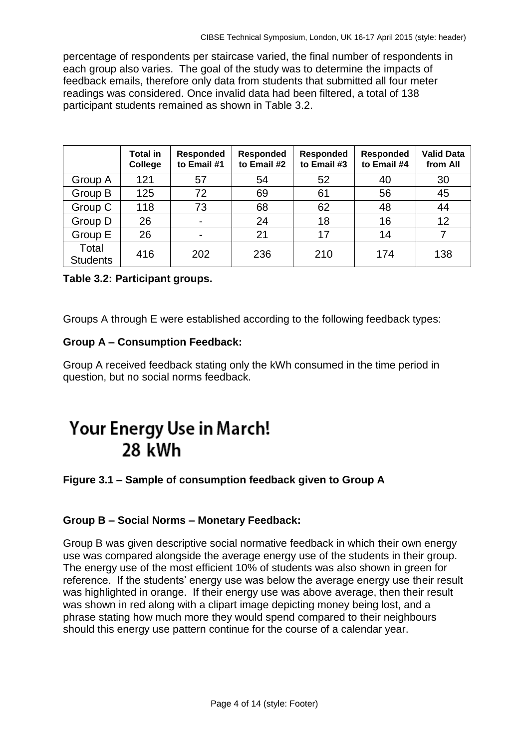percentage of respondents per staircase varied, the final number of respondents in each group also varies. The goal of the study was to determine the impacts of feedback emails, therefore only data from students that submitted all four meter readings was considered. Once invalid data had been filtered, a total of 138 participant students remained as shown in Table 3.2.

| | Total in College | Responded to Email #1 | Responded to Email #2 | Responded to Email #3 | Responded to Email #4 | Valid Data from All |
|---|---|---|---|---|---|---|
| Group A | 121 | 57 | 54 | 52 | 40 | 30 |
| Group B | 125 | 72 | 69 | 61 | 56 | 45 |
| Group C | 118 | 73 | 68 | 62 | 48 | 44 |
| Group D | 26 | - | 24 | 18 | 16 | 12 |
| Group E | 26 | - | 21 | 17 | 14 | 7 |
| Total Students | 416 | 202 | 236 | 210 | 174 | 138 |

**Table 3.2: Participant groups.**

Groups A through E were established according to the following feedback types:

**Group A – Consumption Feedback:**

Group A received feedback stating only the kWh consumed in the time period in question, but no social norms feedback.

Your Energy Use in March!
28 kWh

**Figure 3.1 – Sample of consumption feedback given to Group A**

**Group B – Social Norms – Monetary Feedback:**

Group B was given descriptive social normative feedback in which their own energy use was compared alongside the average energy use of the students in their group. The energy use of the most efficient 10% of students was also shown in green for reference. If the students' energy use was below the average energy use their result was highlighted in orange. If their energy use was above average, then their result was shown in red along with a clipart image depicting money being lost, and a phrase stating how much more they would spend compared to their neighbours should this energy use pattern continue for the course of a calendar year.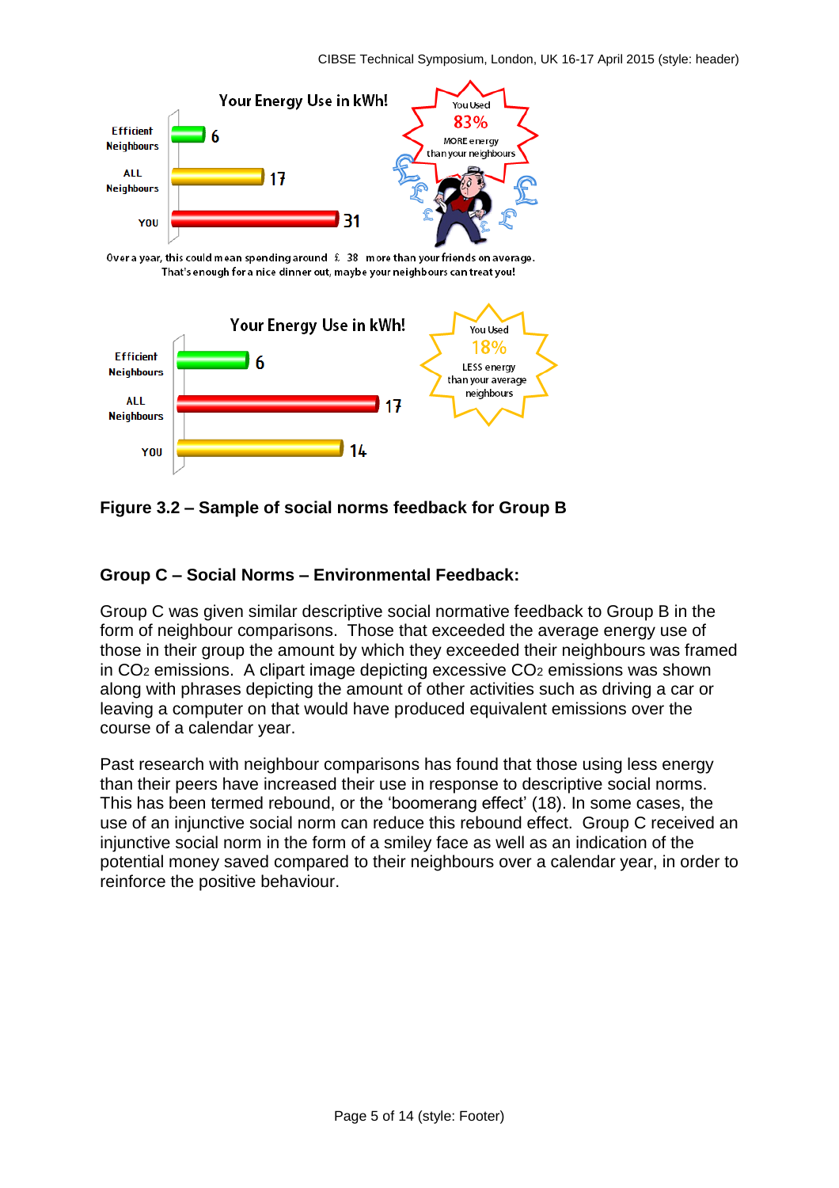Your Energy Use in kWh!

Efficient Neighbours 6

ALL Neighbours 17

YOU 31

You Used 83% MORE energy than your neighbours

Over a year, this could mean spending around £ 38 more than your friends on average.
That's enough for a nice dinner out, maybe your neighbours can treat you!

Your Energy Use in kWh!

Efficient Neighbours 6

ALL Neighbours 17

YOU 14

You Used 18% LESS energy than your average neighbours

**Figure 3.2 – Sample of social norms feedback for Group B**

### Group C – Social Norms – Environmental Feedback:

Group C was given similar descriptive social normative feedback to Group B in the form of neighbour comparisons. Those that exceeded the average energy use of those in their group the amount by which they exceeded their neighbours was framed in $CO_2$ emissions. A clipart image depicting excessive $CO_2$ emissions was shown along with phrases depicting the amount of other activities such as driving a car or leaving a computer on that would have produced equivalent emissions over the course of a calendar year.

Past research with neighbour comparisons has found that those using less energy than their peers have increased their use in response to descriptive social norms. This has been termed rebound, or the 'boomerang effect' (18). In some cases, the use of an injunctive social norm can reduce this rebound effect. Group C received an injunctive social norm in the form of a smiley face as well as an indication of the potential money saved compared to their neighbours over a calendar year, in order to reinforce the positive behaviour.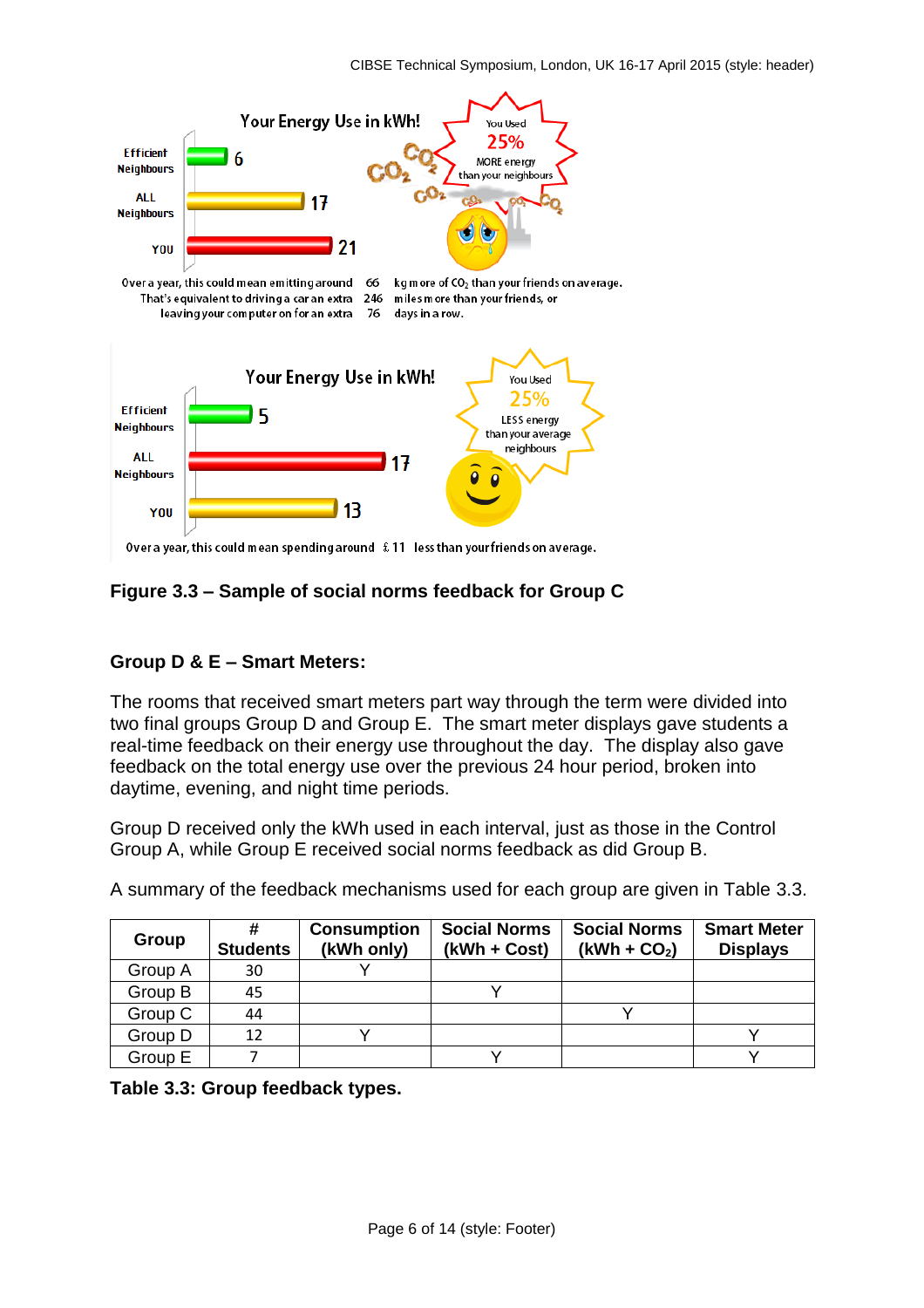Your Energy Use in kWh!

Efficient Neighbours 6

ALL Neighbours 17

YOU 21

You Used 25% MORE energy than your neighbours

Over a year, this could mean emitting around 66 kg more of $CO_2$ than your friends on average.
That's equivalent to driving a car an extra 246 miles more than your friends, or
leaving your computer on for an extra 76 days in a row.

Your Energy Use in kWh!

Efficient Neighbours 5

ALL Neighbours 17

YOU 13

You Used 25% LESS energy than your average neighbours

Over a year, this could mean spending around £11 less than your friends on average.

**Figure 3.3 – Sample of social norms feedback for Group C**

### Group D & E – Smart Meters:

The rooms that received smart meters part way through the term were divided into two final groups Group D and Group E. The smart meter displays gave students a real-time feedback on their energy use throughout the day. The display also gave feedback on the total energy use over the previous 24 hour period, broken into daytime, evening, and night time periods.

Group D received only the kWh used in each interval, just as those in the Control Group A, while Group E received social norms feedback as did Group B.

A summary of the feedback mechanisms used for each group are given in Table 3.3.

| Group | # Students | Consumption (kWh only) | Social Norms (kWh + Cost) | Social Norms (kWh + $CO_2$) | Smart Meter Displays |
|---|---|---|---|---|---|
| Group A | 30 | Y | | | |
| Group B | 45 | | Y | | |
| Group C | 44 | | | Y | |
| Group D | 12 | Y | | | Y |
| Group E | 7 | | Y | | Y |

**Table 3.3: Group feedback types.**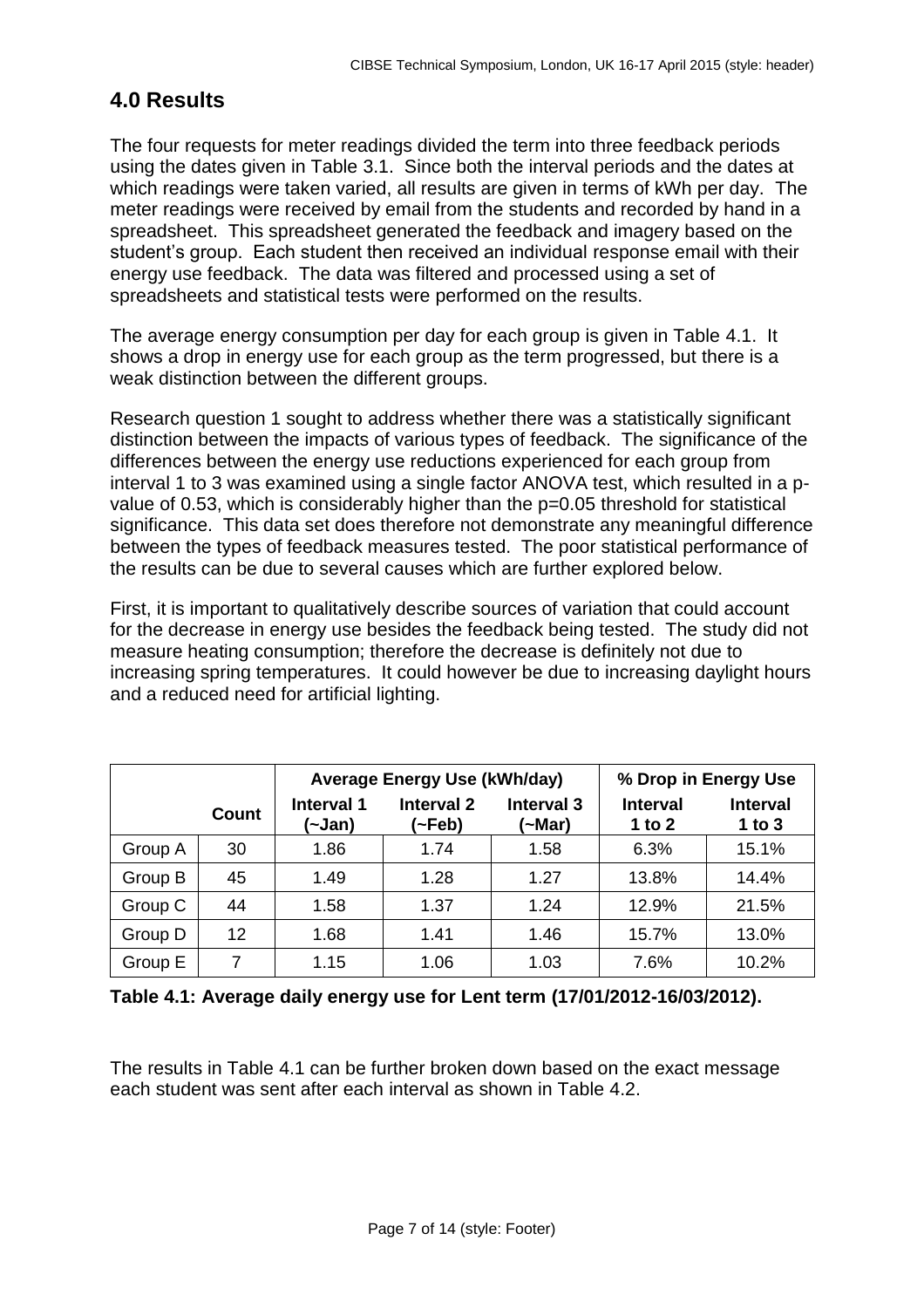## 4.0 Results

The four requests for meter readings divided the term into three feedback periods using the dates given in Table 3.1. Since both the interval periods and the dates at which readings were taken varied, all results are given in terms of kWh per day. The meter readings were received by email from the students and recorded by hand in a spreadsheet. This spreadsheet generated the feedback and imagery based on the student's group. Each student then received an individual response email with their energy use feedback. The data was filtered and processed using a set of spreadsheets and statistical tests were performed on the results.

The average energy consumption per day for each group is given in Table 4.1. It shows a drop in energy use for each group as the term progressed, but there is a weak distinction between the different groups.

Research question 1 sought to address whether there was a statistically significant distinction between the impacts of various types of feedback. The significance of the differences between the energy use reductions experienced for each group from interval 1 to 3 was examined using a single factor ANOVA test, which resulted in a p-value of 0.53, which is considerably higher than the $p=0.05$ threshold for statistical significance. This data set does therefore not demonstrate any meaningful difference between the types of feedback measures tested. The poor statistical performance of the results can be due to several causes which are further explored below.

First, it is important to qualitatively describe sources of variation that could account for the decrease in energy use besides the feedback being tested. The study did not measure heating consumption; therefore the decrease is definitely not due to increasing spring temperatures. It could however be due to increasing daylight hours and a reduced need for artificial lighting.

| | | Average Energy Use (kWh/day) | | | % Drop in Energy Use | |
|---|---|---|---|---|---|---|
| | **Count** | **Interval 1 (~Jan)** | **Interval 2 (~Feb)** | **Interval 3 (~Mar)** | **Interval 1 to 2** | **Interval 1 to 3** |
| Group A | 30 | 1.86 | 1.74 | 1.58 | 6.3% | 15.1% |
| Group B | 45 | 1.49 | 1.28 | 1.27 | 13.8% | 14.4% |
| Group C | 44 | 1.58 | 1.37 | 1.24 | 12.9% | 21.5% |
| Group D | 12 | 1.68 | 1.41 | 1.46 | 15.7% | 13.0% |
| Group E | 7 | 1.15 | 1.06 | 1.03 | 7.6% | 10.2% |

**Table 4.1: Average daily energy use for Lent term (17/01/2012-16/03/2012).**

The results in Table 4.1 can be further broken down based on the exact message each student was sent after each interval as shown in Table 4.2.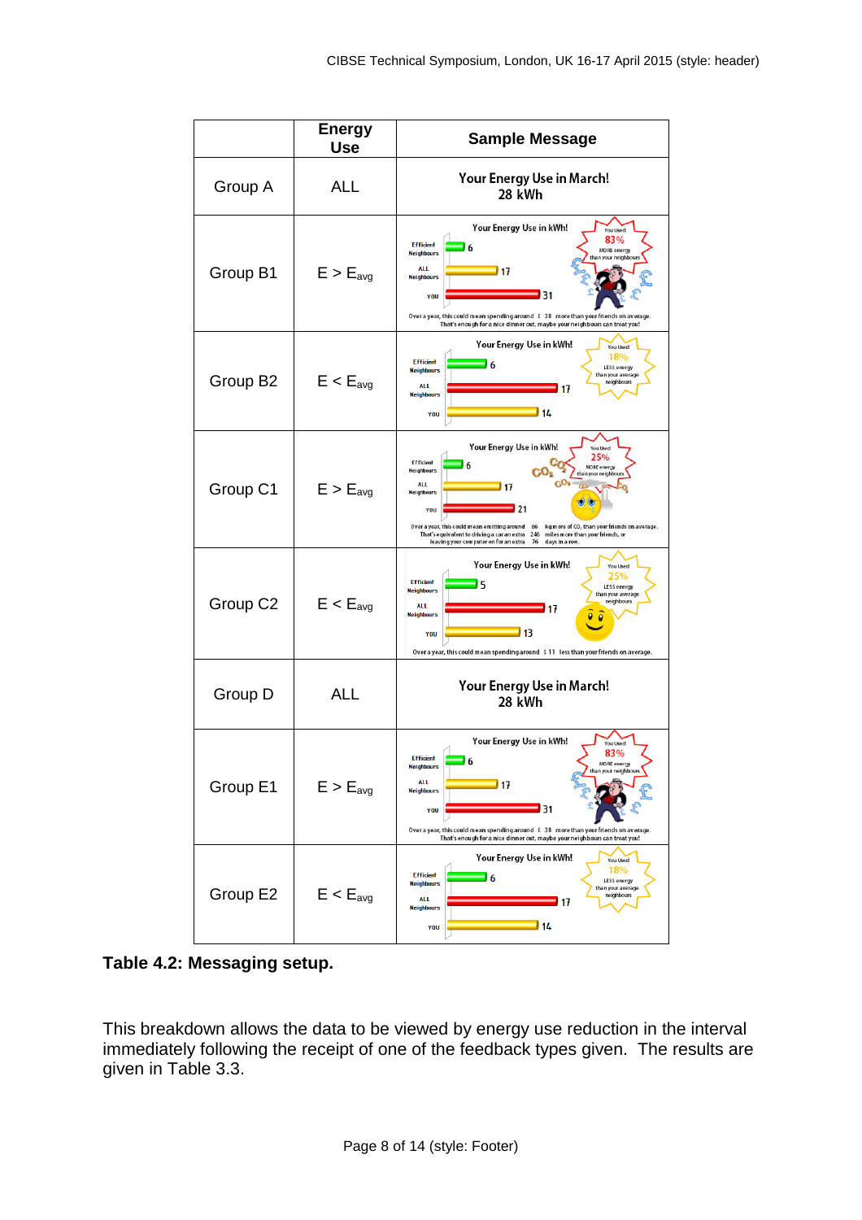| | Energy Use | Sample Message |
|---|---|---|
| Group A | ALL | Your Energy Use in March! 28 kWh |
| Group B1 | $E > E_{avg}$ | Your Energy Use in kWh! Efficient Neighbours 6; ALL Neighbours 17; YOU 31. You Used 83% MORE energy than your neighbours. Over a year, this could mean spending around £ 38 more than your friends on average. That's enough for a nice dinner out, maybe your neighbours can treat you! |
| Group B2 | $E < E_{avg}$ | Your Energy Use in kWh! Efficient Neighbours 6; ALL Neighbours 17; YOU 14. You Used 18% LESS energy than your average neighbours |
| Group C1 | $E > E_{avg}$ | Your Energy Use in kWh! Efficient Neighbours 6; ALL Neighbours 17; YOU 21. You Used 25% MORE energy than your neighbours. Over a year, this could mean emitting around 66 kg more of $CO_2$ than your friends on average. That's equivalent to driving a car an extra 246 miles more than your friends, or leaving your computer on for an extra 76 days in a row. |
| Group C2 | $E < E_{avg}$ | Your Energy Use in kWh! Efficient Neighbours 5; ALL Neighbours 17; YOU 13. You Used 25% LESS energy than your average neighbours. Over a year, this could mean spending around £ 11 less than your friends on average. |
| Group D | ALL | Your Energy Use in March! 28 kWh |
| Group E1 | $E > E_{avg}$ | Your Energy Use in kWh! Efficient Neighbours 6; ALL Neighbours 17; YOU 31. You Used 83% MORE energy than your neighbours. Over a year, this could mean spending around £ 38 more than your friends on average. That's enough for a nice dinner out, maybe your neighbours can treat you! |
| Group E2 | $E < E_{avg}$ | Your Energy Use in kWh! Efficient Neighbours 6; ALL Neighbours 17; YOU 14. You Used 18% LESS energy than your average neighbours |

**Table 4.2: Messaging setup.**

This breakdown allows the data to be viewed by energy use reduction in the interval immediately following the receipt of one of the feedback types given. The results are given in Table 3.3.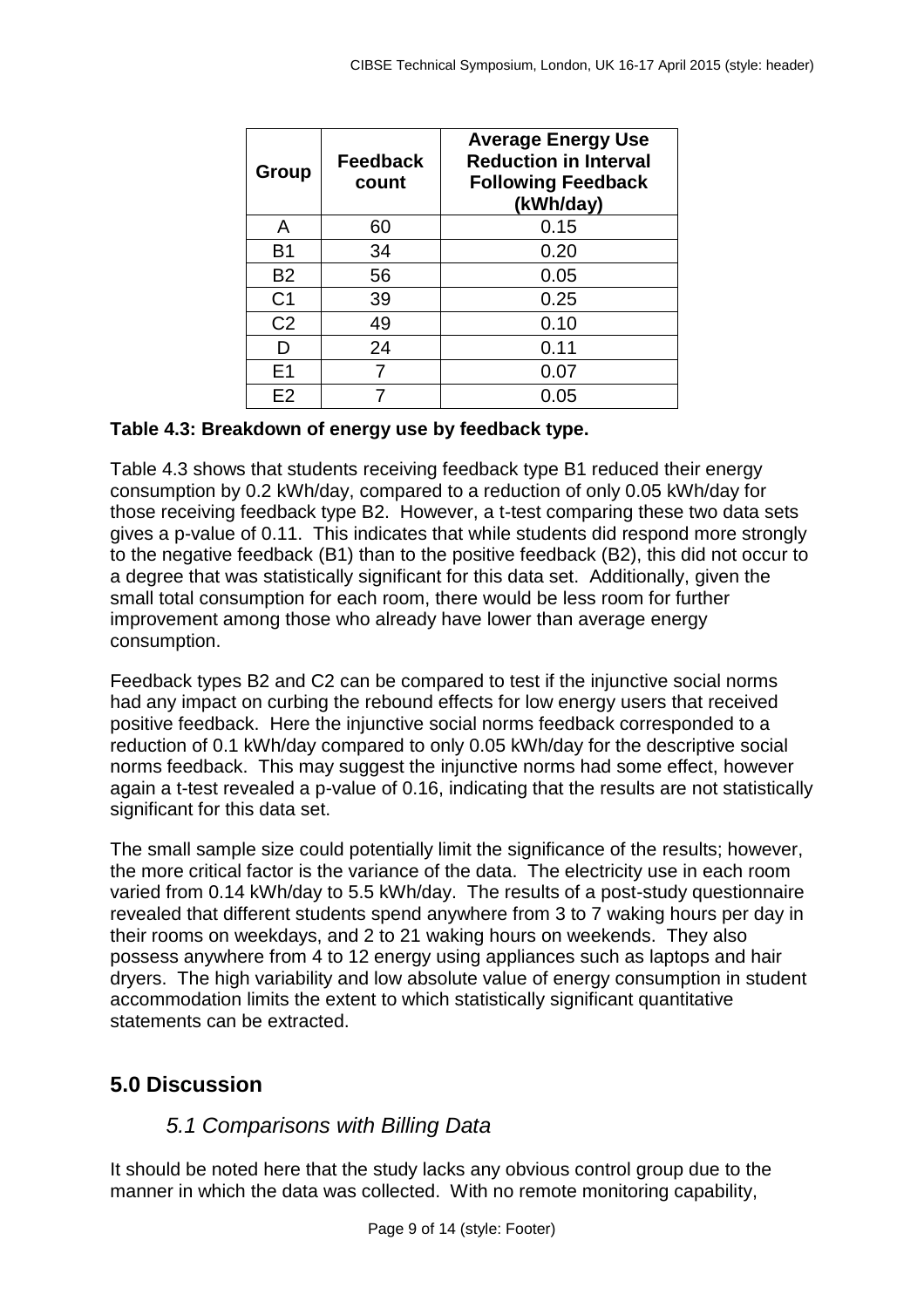| Group | Feedback count | Average Energy Use Reduction in Interval Following Feedback (kWh/day) |
|---|---|---|
| A | 60 | 0.15 |
| B1 | 34 | 0.20 |
| B2 | 56 | 0.05 |
| C1 | 39 | 0.25 |
| C2 | 49 | 0.10 |
| D | 24 | 0.11 |
| E1 | 7 | 0.07 |
| E2 | 7 | 0.05 |

**Table 4.3: Breakdown of energy use by feedback type.**

Table 4.3 shows that students receiving feedback type B1 reduced their energy consumption by 0.2 kWh/day, compared to a reduction of only 0.05 kWh/day for those receiving feedback type B2. However, a t-test comparing these two data sets gives a p-value of 0.11. This indicates that while students did respond more strongly to the negative feedback (B1) than to the positive feedback (B2), this did not occur to a degree that was statistically significant for this data set. Additionally, given the small total consumption for each room, there would be less room for further improvement among those who already have lower than average energy consumption.

Feedback types B2 and C2 can be compared to test if the injunctive social norms had any impact on curbing the rebound effects for low energy users that received positive feedback. Here the injunctive social norms feedback corresponded to a reduction of 0.1 kWh/day compared to only 0.05 kWh/day for the descriptive social norms feedback. This may suggest the injunctive norms had some effect, however again a t-test revealed a p-value of 0.16, indicating that the results are not statistically significant for this data set.

The small sample size could potentially limit the significance of the results; however, the more critical factor is the variance of the data. The electricity use in each room varied from 0.14 kWh/day to 5.5 kWh/day. The results of a post-study questionnaire revealed that different students spend anywhere from 3 to 7 waking hours per day in their rooms on weekdays, and 2 to 21 waking hours on weekends. They also possess anywhere from 4 to 12 energy using appliances such as laptops and hair dryers. The high variability and low absolute value of energy consumption in student accommodation limits the extent to which statistically significant quantitative statements can be extracted.

## 5.0 Discussion

### *5.1 Comparisons with Billing Data*

It should be noted here that the study lacks any obvious control group due to the manner in which the data was collected. With no remote monitoring capability,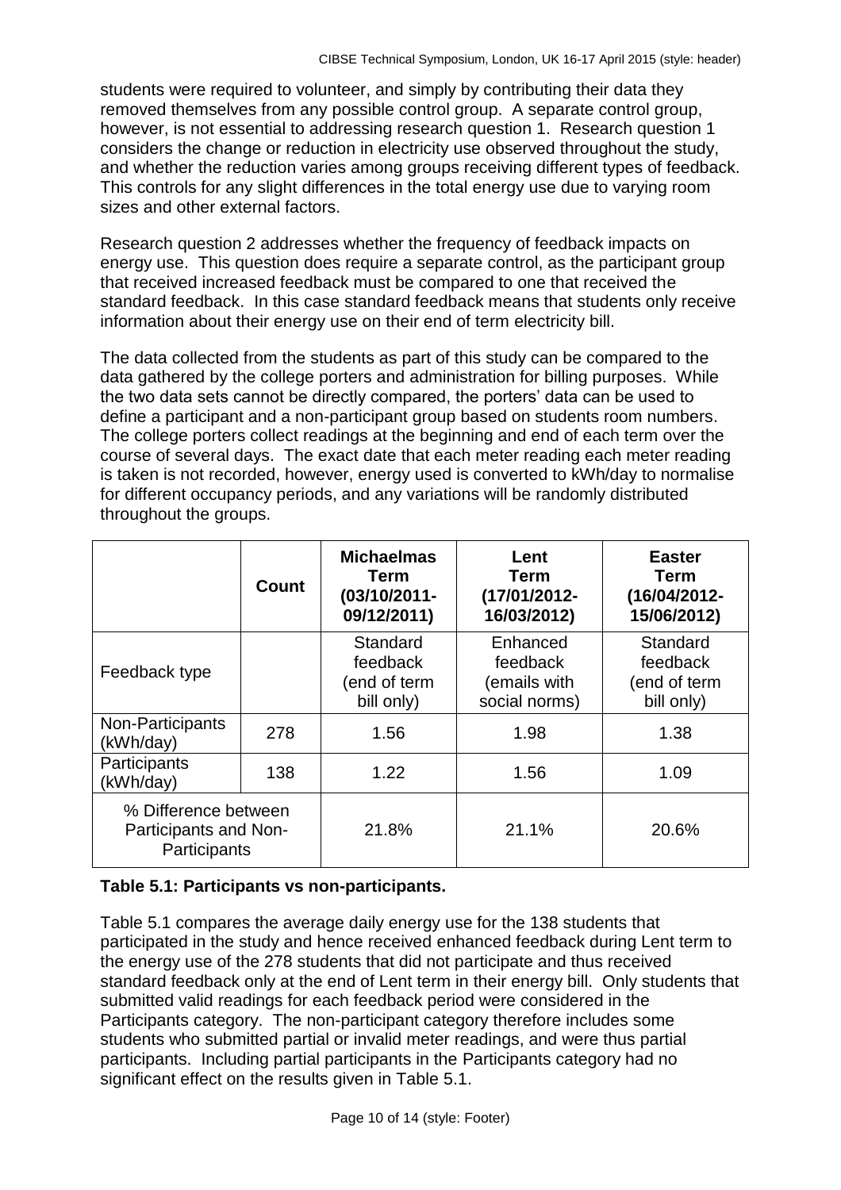students were required to volunteer, and simply by contributing their data they removed themselves from any possible control group. A separate control group, however, is not essential to addressing research question 1. Research question 1 considers the change or reduction in electricity use observed throughout the study, and whether the reduction varies among groups receiving different types of feedback. This controls for any slight differences in the total energy use due to varying room sizes and other external factors.

Research question 2 addresses whether the frequency of feedback impacts on energy use. This question does require a separate control, as the participant group that received increased feedback must be compared to one that received the standard feedback. In this case standard feedback means that students only receive information about their energy use on their end of term electricity bill.

The data collected from the students as part of this study can be compared to the data gathered by the college porters and administration for billing purposes. While the two data sets cannot be directly compared, the porters' data can be used to define a participant and a non-participant group based on students room numbers. The college porters collect readings at the beginning and end of each term over the course of several days. The exact date that each meter reading each meter reading is taken is not recorded, however, energy used is converted to kWh/day to normalise for different occupancy periods, and any variations will be randomly distributed throughout the groups.

| | Count | Michaelmas Term (03/10/2011-09/12/2011) | Lent Term (17/01/2012-16/03/2012) | Easter Term (16/04/2012-15/06/2012) |
|---|---|---|---|---|
| Feedback type | | Standard feedback (end of term bill only) | Enhanced feedback (emails with social norms) | Standard feedback (end of term bill only) |
| Non-Participants (kWh/day) | 278 | 1.56 | 1.98 | 1.38 |
| Participants (kWh/day) | 138 | 1.22 | 1.56 | 1.09 |
| % Difference between Participants and Non-Participants | | 21.8% | 21.1% | 20.6% |

**Table 5.1: Participants vs non-participants.**

Table 5.1 compares the average daily energy use for the 138 students that participated in the study and hence received enhanced feedback during Lent term to the energy use of the 278 students that did not participate and thus received standard feedback only at the end of Lent term in their energy bill. Only students that submitted valid readings for each feedback period were considered in the Participants category. The non-participant category therefore includes some students who submitted partial or invalid meter readings, and were thus partial participants. Including partial participants in the Participants category had no significant effect on the results given in Table 5.1.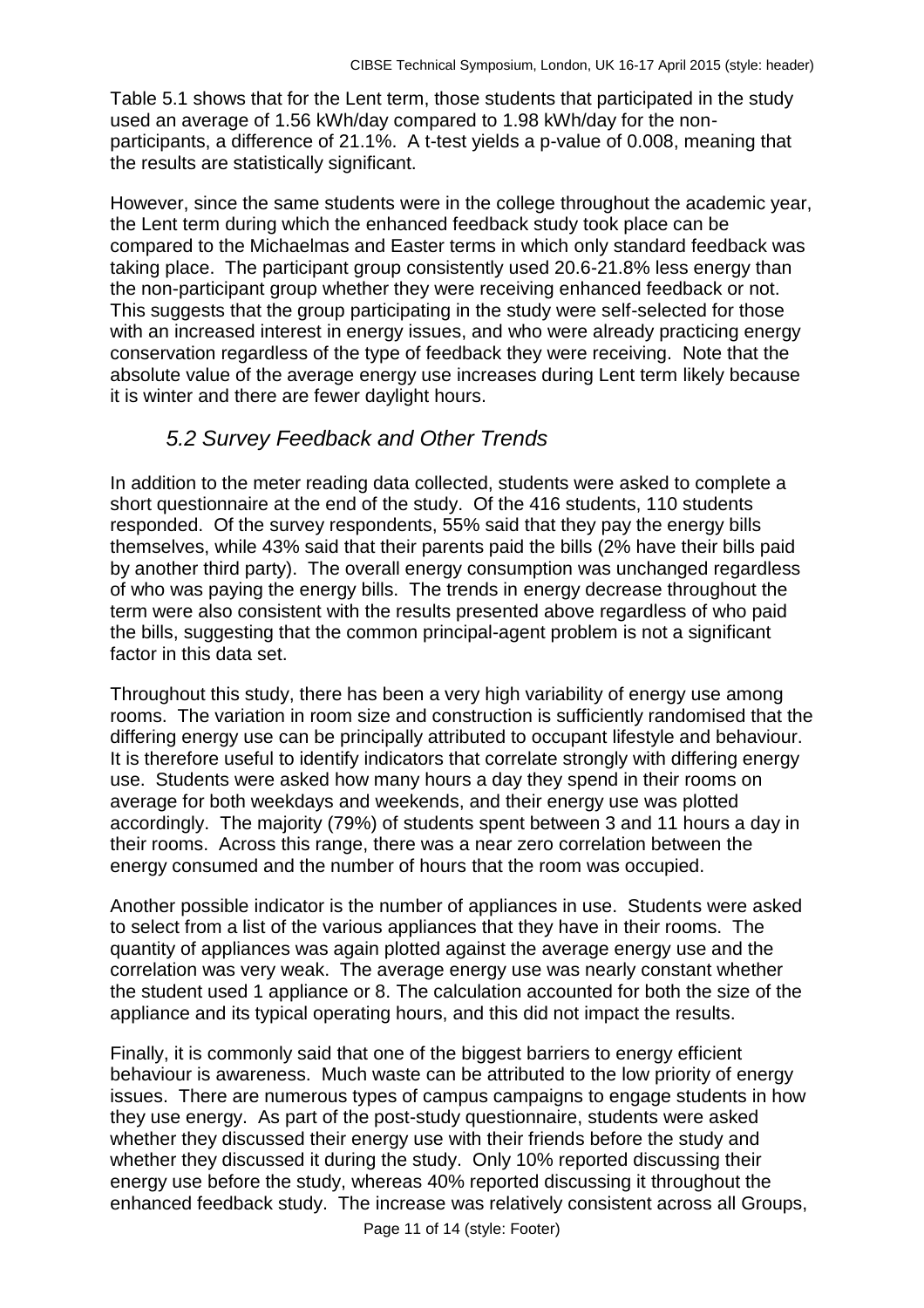Table 5.1 shows that for the Lent term, those students that participated in the study used an average of 1.56 kWh/day compared to 1.98 kWh/day for the non-participants, a difference of 21.1%. A t-test yields a p-value of 0.008, meaning that the results are statistically significant.

However, since the same students were in the college throughout the academic year, the Lent term during which the enhanced feedback study took place can be compared to the Michaelmas and Easter terms in which only standard feedback was taking place. The participant group consistently used 20.6-21.8% less energy than the non-participant group whether they were receiving enhanced feedback or not. This suggests that the group participating in the study were self-selected for those with an increased interest in energy issues, and who were already practicing energy conservation regardless of the type of feedback they were receiving. Note that the absolute value of the average energy use increases during Lent term likely because it is winter and there are fewer daylight hours.

### *5.2 Survey Feedback and Other Trends*

In addition to the meter reading data collected, students were asked to complete a short questionnaire at the end of the study. Of the 416 students, 110 students responded. Of the survey respondents, 55% said that they pay the energy bills themselves, while 43% said that their parents paid the bills (2% have their bills paid by another third party). The overall energy consumption was unchanged regardless of who was paying the energy bills. The trends in energy decrease throughout the term were also consistent with the results presented above regardless of who paid the bills, suggesting that the common principal-agent problem is not a significant factor in this data set.

Throughout this study, there has been a very high variability of energy use among rooms. The variation in room size and construction is sufficiently randomised that the differing energy use can be principally attributed to occupant lifestyle and behaviour. It is therefore useful to identify indicators that correlate strongly with differing energy use. Students were asked how many hours a day they spend in their rooms on average for both weekdays and weekends, and their energy use was plotted accordingly. The majority (79%) of students spent between 3 and 11 hours a day in their rooms. Across this range, there was a near zero correlation between the energy consumed and the number of hours that the room was occupied.

Another possible indicator is the number of appliances in use. Students were asked to select from a list of the various appliances that they have in their rooms. The quantity of appliances was again plotted against the average energy use and the correlation was very weak. The average energy use was nearly constant whether the student used 1 appliance or 8. The calculation accounted for both the size of the appliance and its typical operating hours, and this did not impact the results.

Finally, it is commonly said that one of the biggest barriers to energy efficient behaviour is awareness. Much waste can be attributed to the low priority of energy issues. There are numerous types of campus campaigns to engage students in how they use energy. As part of the post-study questionnaire, students were asked whether they discussed their energy use with their friends before the study and whether they discussed it during the study. Only 10% reported discussing their energy use before the study, whereas 40% reported discussing it throughout the enhanced feedback study. The increase was relatively consistent across all Groups,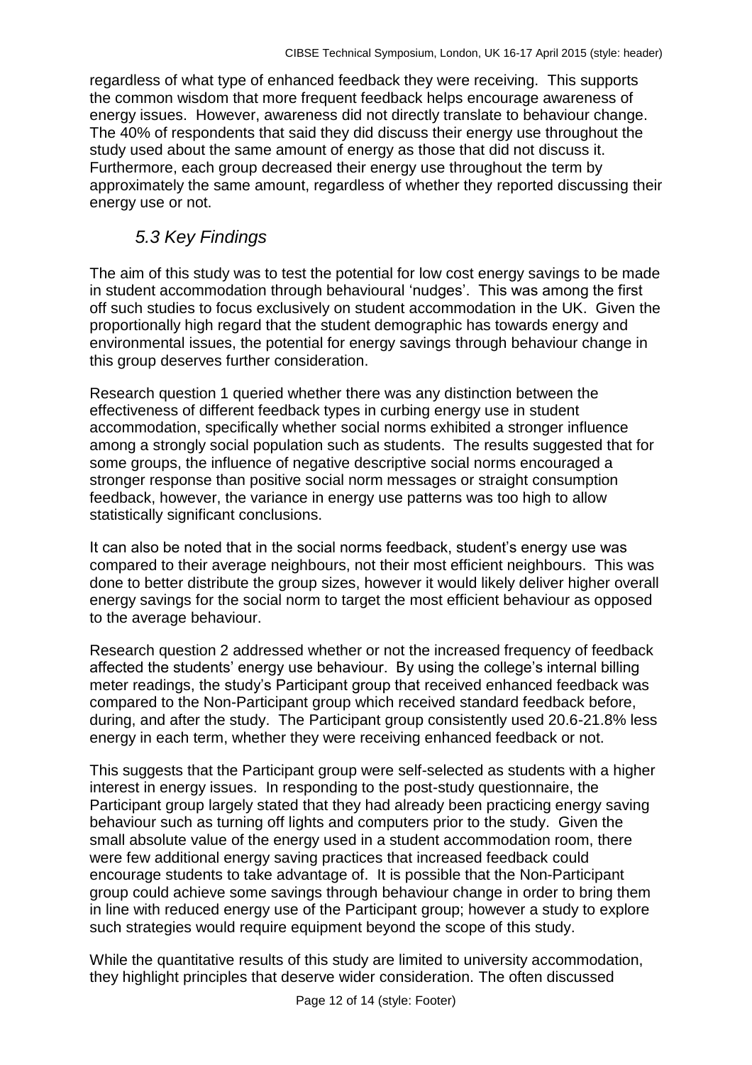regardless of what type of enhanced feedback they were receiving. This supports the common wisdom that more frequent feedback helps encourage awareness of energy issues. However, awareness did not directly translate to behaviour change. The 40% of respondents that said they did discuss their energy use throughout the study used about the same amount of energy as those that did not discuss it. Furthermore, each group decreased their energy use throughout the term by approximately the same amount, regardless of whether they reported discussing their energy use or not.

## *5.3 Key Findings*

The aim of this study was to test the potential for low cost energy savings to be made in student accommodation through behavioural 'nudges'. This was among the first off such studies to focus exclusively on student accommodation in the UK. Given the proportionally high regard that the student demographic has towards energy and environmental issues, the potential for energy savings through behaviour change in this group deserves further consideration.

Research question 1 queried whether there was any distinction between the effectiveness of different feedback types in curbing energy use in student accommodation, specifically whether social norms exhibited a stronger influence among a strongly social population such as students. The results suggested that for some groups, the influence of negative descriptive social norms encouraged a stronger response than positive social norm messages or straight consumption feedback, however, the variance in energy use patterns was too high to allow statistically significant conclusions.

It can also be noted that in the social norms feedback, student's energy use was compared to their average neighbours, not their most efficient neighbours. This was done to better distribute the group sizes, however it would likely deliver higher overall energy savings for the social norm to target the most efficient behaviour as opposed to the average behaviour.

Research question 2 addressed whether or not the increased frequency of feedback affected the students' energy use behaviour. By using the college's internal billing meter readings, the study's Participant group that received enhanced feedback was compared to the Non-Participant group which received standard feedback before, during, and after the study. The Participant group consistently used 20.6-21.8% less energy in each term, whether they were receiving enhanced feedback or not.

This suggests that the Participant group were self-selected as students with a higher interest in energy issues. In responding to the post-study questionnaire, the Participant group largely stated that they had already been practicing energy saving behaviour such as turning off lights and computers prior to the study. Given the small absolute value of the energy used in a student accommodation room, there were few additional energy saving practices that increased feedback could encourage students to take advantage of. It is possible that the Non-Participant group could achieve some savings through behaviour change in order to bring them in line with reduced energy use of the Participant group; however a study to explore such strategies would require equipment beyond the scope of this study.

While the quantitative results of this study are limited to university accommodation, they highlight principles that deserve wider consideration. The often discussed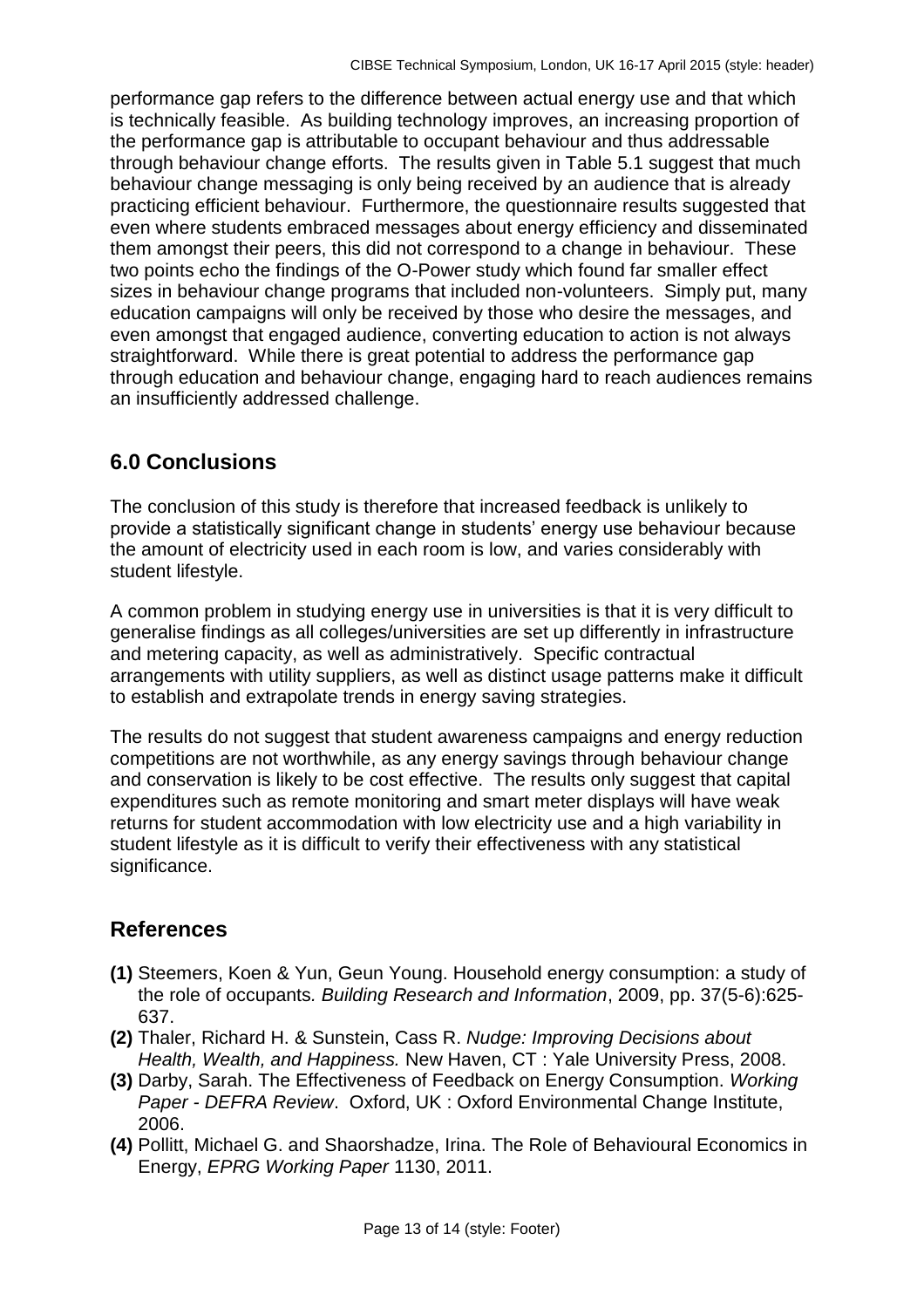performance gap refers to the difference between actual energy use and that which is technically feasible. As building technology improves, an increasing proportion of the performance gap is attributable to occupant behaviour and thus addressable through behaviour change efforts. The results given in Table 5.1 suggest that much behaviour change messaging is only being received by an audience that is already practicing efficient behaviour. Furthermore, the questionnaire results suggested that even where students embraced messages about energy efficiency and disseminated them amongst their peers, this did not correspond to a change in behaviour. These two points echo the findings of the O-Power study which found far smaller effect sizes in behaviour change programs that included non-volunteers. Simply put, many education campaigns will only be received by those who desire the messages, and even amongst that engaged audience, converting education to action is not always straightforward. While there is great potential to address the performance gap through education and behaviour change, engaging hard to reach audiences remains an insufficiently addressed challenge.

## 6.0 Conclusions

The conclusion of this study is therefore that increased feedback is unlikely to provide a statistically significant change in students' energy use behaviour because the amount of electricity used in each room is low, and varies considerably with student lifestyle.

A common problem in studying energy use in universities is that it is very difficult to generalise findings as all colleges/universities are set up differently in infrastructure and metering capacity, as well as administratively. Specific contractual arrangements with utility suppliers, as well as distinct usage patterns make it difficult to establish and extrapolate trends in energy saving strategies.

The results do not suggest that student awareness campaigns and energy reduction competitions are not worthwhile, as any energy savings through behaviour change and conservation is likely to be cost effective. The results only suggest that capital expenditures such as remote monitoring and smart meter displays will have weak returns for student accommodation with low electricity use and a high variability in student lifestyle as it is difficult to verify their effectiveness with any statistical significance.

## References

- **(1)** Steemers, Koen & Yun, Geun Young. Household energy consumption: a study of the role of occupants*. Building Research and Information*, 2009, pp. 37(5-6):625-637.
- **(2)** Thaler, Richard H. & Sunstein, Cass R. *Nudge: Improving Decisions about Health, Wealth, and Happiness.* New Haven, CT : Yale University Press, 2008.
- **(3)** Darby, Sarah. The Effectiveness of Feedback on Energy Consumption. *Working Paper - DEFRA Review*. Oxford, UK : Oxford Environmental Change Institute, 2006.
- **(4)** Pollitt, Michael G. and Shaorshadze, Irina. The Role of Behavioural Economics in Energy, *EPRG Working Paper* 1130, 2011.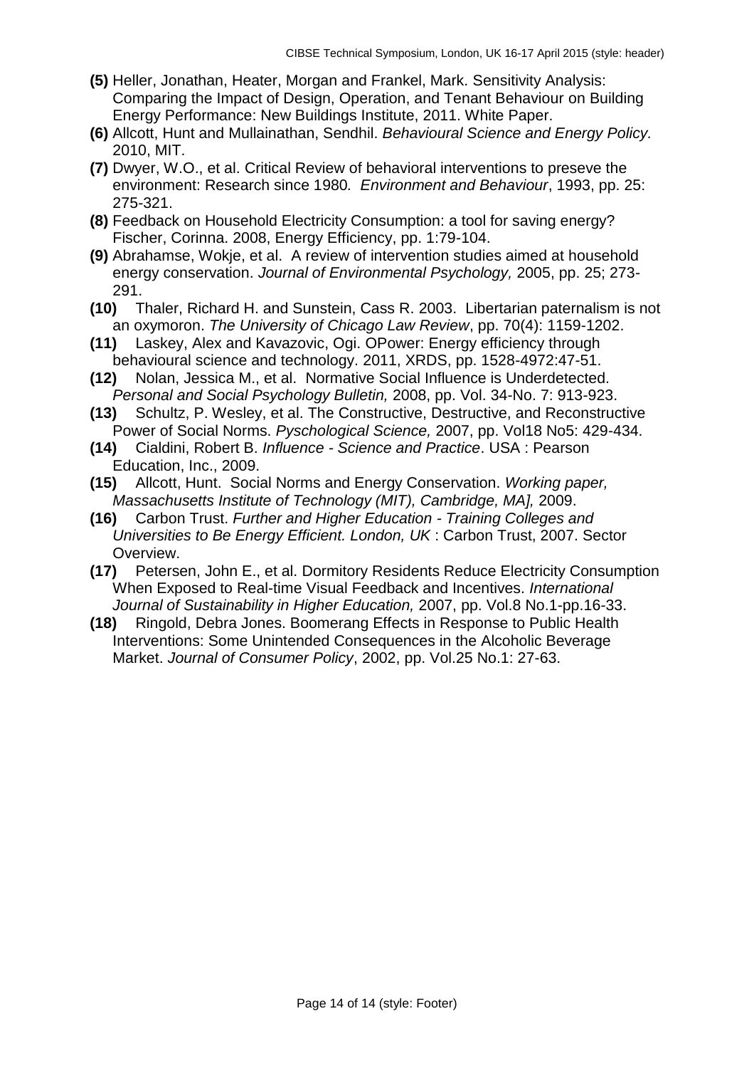**(5)** Heller, Jonathan, Heater, Morgan and Frankel, Mark. Sensitivity Analysis: Comparing the Impact of Design, Operation, and Tenant Behaviour on Building Energy Performance: New Buildings Institute, 2011. White Paper.

**(6)** Allcott, Hunt and Mullainathan, Sendhil. *Behavioural Science and Energy Policy.* 2010, MIT.

**(7)** Dwyer, W.O., et al. Critical Review of behavioral interventions to preseve the environment: Research since 1980*. Environment and Behaviour*, 1993, pp. 25: 275-321.

**(8)** Feedback on Household Electricity Consumption: a tool for saving energy? Fischer, Corinna. 2008, Energy Efficiency, pp. 1:79-104.

**(9)** Abrahamse, Wokje, et al. A review of intervention studies aimed at household energy conservation. *Journal of Environmental Psychology,* 2005, pp. 25; 273-291.

**(10)** Thaler, Richard H. and Sunstein, Cass R. 2003. Libertarian paternalism is not an oxymoron. *The University of Chicago Law Review*, pp. 70(4): 1159-1202.

**(11)** Laskey, Alex and Kavazovic, Ogi. OPower: Energy efficiency through behavioural science and technology. 2011, XRDS, pp. 1528-4972:47-51.

**(12)** Nolan, Jessica M., et al. Normative Social Influence is Underdetected. *Personal and Social Psychology Bulletin,* 2008, pp. Vol. 34-No. 7: 913-923.

**(13)** Schultz, P. Wesley, et al. The Constructive, Destructive, and Reconstructive Power of Social Norms. *Pyschological Science,* 2007, pp. Vol18 No5: 429-434.

**(14)** Cialdini, Robert B. *Influence - Science and Practice*. USA : Pearson Education, Inc., 2009.

**(15)** Allcott, Hunt. Social Norms and Energy Conservation. *Working paper, Massachusetts Institute of Technology (MIT), Cambridge, MA],* 2009.

**(16)** Carbon Trust. *Further and Higher Education - Training Colleges and Universities to Be Energy Efficient. London, UK* : Carbon Trust, 2007. Sector Overview.

**(17)** Petersen, John E., et al. Dormitory Residents Reduce Electricity Consumption When Exposed to Real-time Visual Feedback and Incentives. *International Journal of Sustainability in Higher Education,* 2007, pp. Vol.8 No.1-pp.16-33.

**(18)** Ringold, Debra Jones. Boomerang Effects in Response to Public Health Interventions: Some Unintended Consequences in the Alcoholic Beverage Market. *Journal of Consumer Policy*, 2002, pp. Vol.25 No.1: 27-63.